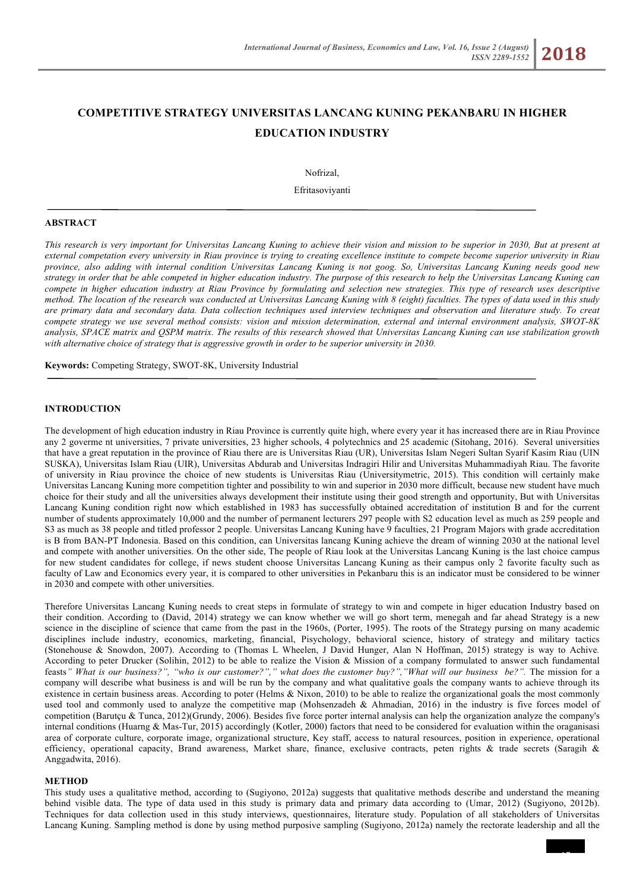# COMPETITIVE STRATEGY UNIVERSITAS LANCANG KUNING PEKANBARU IN HIGHER EDUCATION INDUSTRY

Nofrizal,

Efritasoviyanti

## ABSTRACT

*This research is very important for Universitas Lancang Kuning to achieve their vision and mission to be superior in 2030, But at present at external competation every university in Riau province is trying to creating excellence institute to compete become superior university in Riau province, also adding with internal condition Universitas Lancang Kuning is not goog. So, Universitas Lancang Kuning needs good new strategy in order that be able competed in higher education industry. The purpose of this research to help the Universitas Lancang Kuning can compete in higher education industry at Riau Province by formulating and selection new strategies. This type of research uses descriptive method. The location of the research was conducted at Universitas Lancang Kuning with 8 (eight) faculties. The types of data used in this study are primary data and secondary data. Data collection techniques used interview techniques and observation and literature study. To creat compete strategy we use several method consists: vision and mission determination, external and internal environment analysis, SWOT-8K analysis, SPACE matrix and QSPM matrix. The results of this research showed that Universitas Lancang Kuning can use stabilization growth with alternative choice of strategy that is aggressive growth in order to be superior university in 2030.*

**Keywords:** Competing Strategy, SWOT-8K, University Industrial

## INTRODUCTION

The development of high education industry in Riau Province is currently quite high, where every year it has increased there are in Riau Province any 2 goverme nt universities, 7 private universities, 23 higher schools, 4 polytechnics and 25 academic (Sitohang, 2016). Several universities that have a great reputation in the province of Riau there are is Universitas Riau (UR), Universitas Islam Negeri Sultan Syarif Kasim Riau (UIN SUSKA), Universitas Islam Riau (UIR), Universitas Abdurab and Universitas Indragiri Hilir and Universitas Muhammadiyah Riau. The favorite of university in Riau province the choice of new students is Universitas Riau (Universitymetric, 2015). This condition will certainly make Universitas Lancang Kuning more competition tighter and possibility to win and superior in 2030 more difficult, because new student have much choice for their study and all the universities always development their institute using their good strength and opportunity, But with Universitas Lancang Kuning condition right now which established in 1983 has successfully obtained accreditation of institution B and for the current number of students approximately 10,000 and the number of permanent lecturers 297 people with S2 education level as much as 259 people and S3 as much as 38 people and titled professor 2 people. Universitas Lancang Kuning have 9 faculties, 21 Program Majors with grade accreditation is B from BAN-PT Indonesia. Based on this condition, can Universitas lancang Kuning achieve the dream of winning 2030 at the national level and compete with another universities. On the other side, The people of Riau look at the Universitas Lancang Kuning is the last choice campus for new student candidates for college, if news student choose Universitas Lancang Kuning as their campus only 2 favorite faculty such as faculty of Law and Economics every year, it is compared to other universities in Pekanbaru this is an indicator must be considered to be winner in 2030 and compete with other universities.

Therefore Universitas Lancang Kuning needs to creat steps in formulate of strategy to win and compete in higer education Industry based on their condition. According to (David, 2014) strategy we can know whether we will go short term, menegah and far ahead Strategy is a new science in the discipline of science that came from the past in the 1960s, (Porter, 1995). The roots of the Strategy pursing on many academic disciplines include industry, economics, marketing, financial, Pisychology, behavioral science, history of strategy and military tactics (Stonehouse & Snowdon, 2007). According to (Thomas L Wheelen, J David Hunger, Alan N Hoffman, 2015) strategy is way to Achive. According to peter Drucker (Solihin, 2012) to be able to realize the Vision & Mission of a company formulated to answer such fundamental feasts*" What is our business?", "who is our customer?"," what does the customer buy?","What will our business be?".* The mission for a company will describe what business is and will be run by the company and what qualitative goals the company wants to achieve through its existence in certain business areas. According to poter (Helms & Nixon, 2010) to be able to realize the organizational goals the most commonly used tool and commonly used to analyze the competitive map (Mohsenzadeh & Ahmadian, 2016) in the industry is five forces model of competition (Barutçu & Tunca, 2012)(Grundy, 2006). Besides five force porter internal analysis can help the organization analyze the company's internal conditions (Huarng & Mas-Tur, 2015) accordingly (Kotler, 2000) factors that need to be considered for evaluation within the oraganisasi area of corporate culture, corporate image, organizational structure, Key staff, access to natural resources, position in experience, operational efficiency, operational capacity, Brand awareness, Market share, finance, exclusive contracts, peten rights & trade secrets (Saragih & Anggadwita, 2016).

## METHOD

This study uses a qualitative method, according to (Sugiyono, 2012a) suggests that qualitative methods describe and understand the meaning behind visible data. The type of data used in this study is primary data and primary data according to (Umar, 2012) (Sugiyono, 2012b). Techniques for data collection used in this study interviews, questionnaires, literature study. Population of all stakeholders of Universitas Lancang Kuning. Sampling method is done by using method purposive sampling (Sugiyono, 2012a) namely the rectorate leadership and all the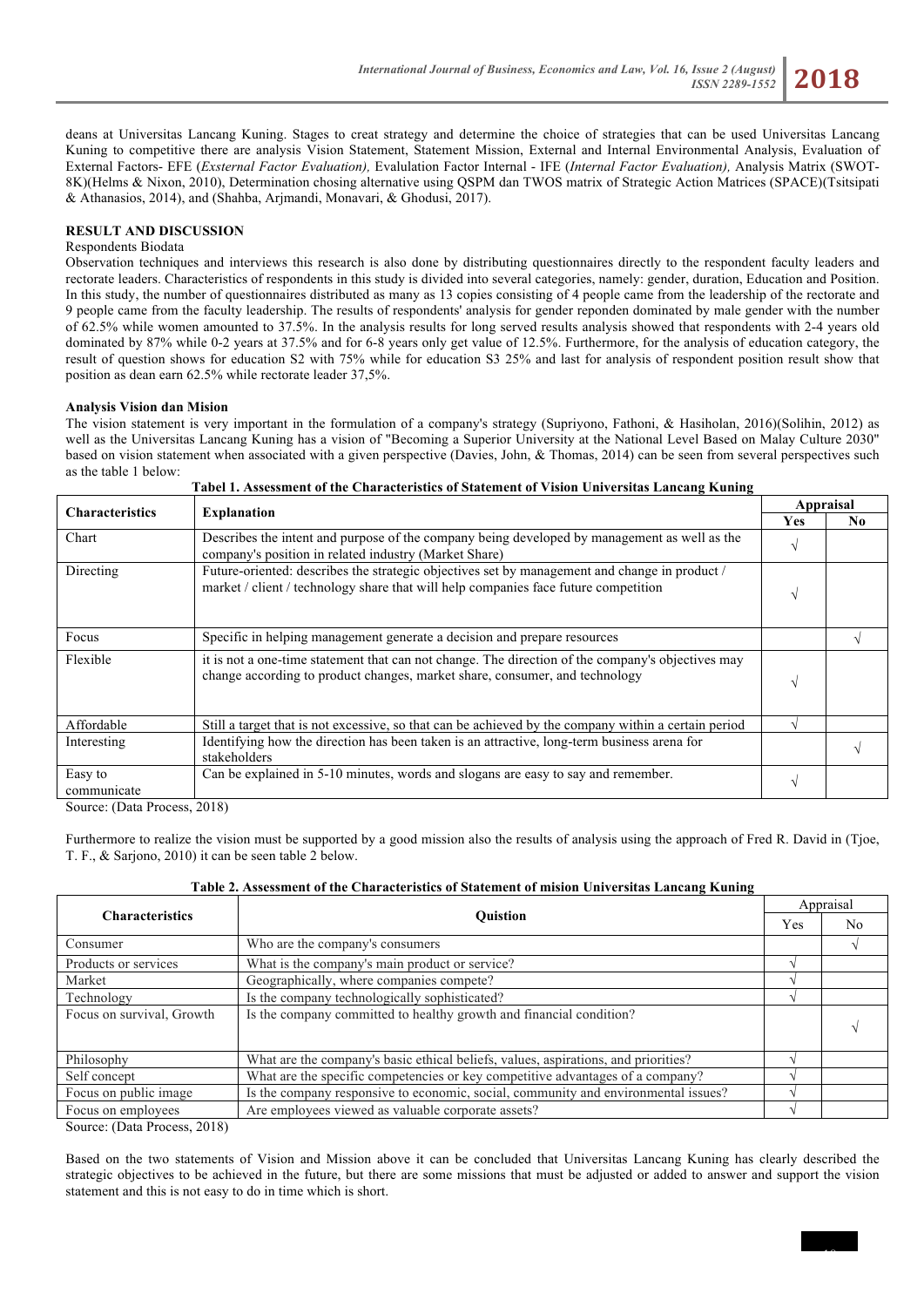deans at Universitas Lancang Kuning. Stages to creat strategy and determine the choice of strategies that can be used Universitas Lancang Kuning to competitive there are analysis Vision Statement, Statement Mission, External and Internal Environmental Analysis, Evaluation of External Factors- EFE (*Exsternal Factor Evaluation),* Evalulation Factor Internal - IFE (*Internal Factor Evaluation),* Analysis Matrix (SWOT-8K)(Helms & Nixon, 2010), Determination chosing alternative using QSPM dan TWOS matrix of Strategic Action Matrices (SPACE)(Tsitsipati & Athanasios, 2014), and (Shahba, Arjmandi, Monavari, & Ghodusi, 2017).

## RESULT AND DISCUSSION

Respondents Biodata

Observation techniques and interviews this research is also done by distributing questionnaires directly to the respondent faculty leaders and rectorate leaders. Characteristics of respondents in this study is divided into several categories, namely: gender, duration, Education and Position. In this study, the number of questionnaires distributed as many as 13 copies consisting of 4 people came from the leadership of the rectorate and 9 people came from the faculty leadership. The results of respondents' analysis for gender reponden dominated by male gender with the number of 62.5% while women amounted to 37.5%. In the analysis results for long served results analysis showed that respondents with 2-4 years old dominated by 87% while 0-2 years at 37.5% and for 6-8 years only get value of 12.5%. Furthermore, for the analysis of education category, the result of question shows for education S2 with 75% while for education S3 25% and last for analysis of respondent position result show that position as dean earn 62.5% while rectorate leader 37,5%.

**Analysis Vision dan Mision**

The vision statement is very important in the formulation of a company's strategy (Supriyono, Fathoni, & Hasiholan, 2016)(Solihin, 2012) as well as the Universitas Lancang Kuning has a vision of "Becoming a Superior University at the National Level Based on Malay Culture 2030" based on vision statement when associated with a given perspective (Davies, John, & Thomas, 2014) can be seen from several perspectives such as the table 1 below:

**Tabel 1. Assessment of the Characteristics of Statement of Vision Universitas Lancang Kuning**

| Characteristics | Explanation | Appraisal | |
|---|---|---|---|
| | | Yes | No |
| Chart | Describes the intent and purpose of the company being developed by management as well as the company's position in related industry (Market Share) | √ | |
| Directing | Future-oriented: describes the strategic objectives set by management and change in product / market / client / technology share that will help companies face future competition | √ | |
| Focus | Specific in helping management generate a decision and prepare resources | | √ |
| Flexible | it is not a one-time statement that can not change. The direction of the company's objectives may change according to product changes, market share, consumer, and technology | √ | |
| Affordable | Still a target that is not excessive, so that can be achieved by the company within a certain period | √ | |
| Interesting | Identifying how the direction has been taken is an attractive, long-term business arena for stakeholders | | √ |
| Easy to communicate | Can be explained in 5-10 minutes, words and slogans are easy to say and remember. | √ | |

Source: (Data Process, 2018)

Furthermore to realize the vision must be supported by a good mission also the results of analysis using the approach of Fred R. David in (Tjoe, T. F., & Sarjono, 2010) it can be seen table 2 below.

**Table 2. Assessment of the Characteristics of Statement of mision Universitas Lancang Kuning**

| Characteristics | Quistion | Appraisal | |
|---|---|---|---|
| | | Yes | No |
| Consumer | Who are the company's consumers | | √ |
| Products or services | What is the company's main product or service? | √ | |
| Market | Geographically, where companies compete? | √ | |
| Technology | Is the company technologically sophisticated? | √ | |
| Focus on survival, Growth | Is the company committed to healthy growth and financial condition? | | √ |
| Philosophy | What are the company's basic ethical beliefs, values, aspirations, and priorities? | √ | |
| Self concept | What are the specific competencies or key competitive advantages of a company? | √ | |
| Focus on public image | Is the company responsive to economic, social, community and environmental issues? | √ | |
| Focus on employees | Are employees viewed as valuable corporate assets? | √ | |

Source: (Data Process, 2018)

Based on the two statements of Vision and Mission above it can be concluded that Universitas Lancang Kuning has clearly described the strategic objectives to be achieved in the future, but there are some missions that must be adjusted or added to answer and support the vision statement and this is not easy to do in time which is short.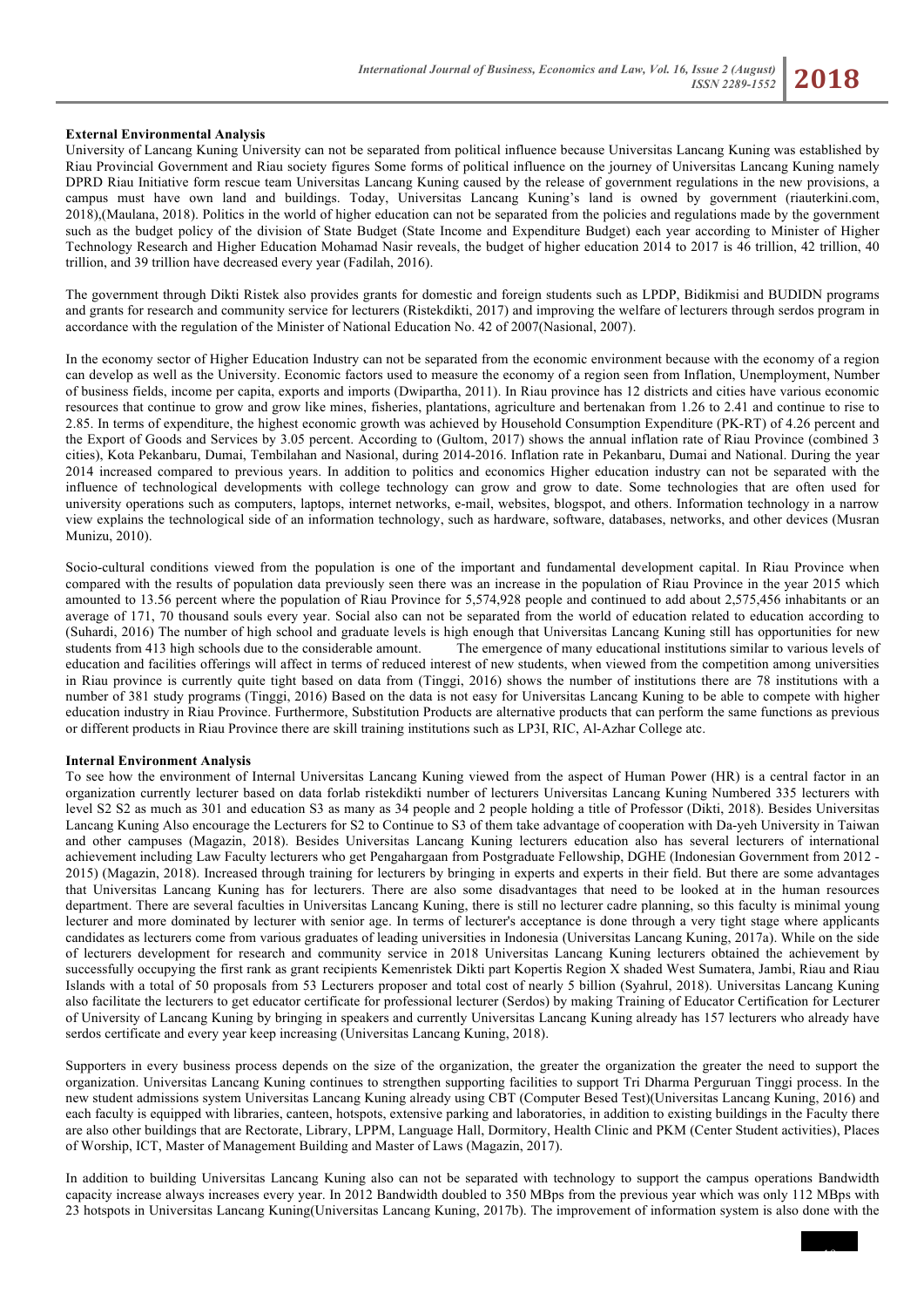**External Environmental Analysis**

University of Lancang Kuning University can not be separated from political influence because Universitas Lancang Kuning was established by Riau Provincial Government and Riau society figures Some forms of political influence on the journey of Universitas Lancang Kuning namely DPRD Riau Initiative form rescue team Universitas Lancang Kuning caused by the release of government regulations in the new provisions, a campus must have own land and buildings. Today, Universitas Lancang Kuning's land is owned by government (riauterkini.com, 2018),(Maulana, 2018). Politics in the world of higher education can not be separated from the policies and regulations made by the government such as the budget policy of the division of State Budget (State Income and Expenditure Budget) each year according to Minister of Higher Technology Research and Higher Education Mohamad Nasir reveals, the budget of higher education 2014 to 2017 is 46 trillion, 42 trillion, 40 trillion, and 39 trillion have decreased every year (Fadilah, 2016).

The government through Dikti Ristek also provides grants for domestic and foreign students such as LPDP, Bidikmisi and BUDIDN programs and grants for research and community service for lecturers (Ristekdikti, 2017) and improving the welfare of lecturers through serdos program in accordance with the regulation of the Minister of National Education No. 42 of 2007(Nasional, 2007).

In the economy sector of Higher Education Industry can not be separated from the economic environment because with the economy of a region can develop as well as the University. Economic factors used to measure the economy of a region seen from Inflation, Unemployment, Number of business fields, income per capita, exports and imports (Dwipartha, 2011). In Riau province has 12 districts and cities have various economic resources that continue to grow and grow like mines, fisheries, plantations, agriculture and bertenakan from 1.26 to 2.41 and continue to rise to 2.85. In terms of expenditure, the highest economic growth was achieved by Household Consumption Expenditure (PK-RT) of 4.26 percent and the Export of Goods and Services by 3.05 percent. According to (Gultom, 2017) shows the annual inflation rate of Riau Province (combined 3 cities), Kota Pekanbaru, Dumai, Tembilahan and Nasional, during 2014-2016. Inflation rate in Pekanbaru, Dumai and National. During the year 2014 increased compared to previous years. In addition to politics and economics Higher education industry can not be separated with the influence of technological developments with college technology can grow and grow to date. Some technologies that are often used for university operations such as computers, laptops, internet networks, e-mail, websites, blogspot, and others. Information technology in a narrow view explains the technological side of an information technology, such as hardware, software, databases, networks, and other devices (Musran Munizu, 2010).

Socio-cultural conditions viewed from the population is one of the important and fundamental development capital. In Riau Province when compared with the results of population data previously seen there was an increase in the population of Riau Province in the year 2015 which amounted to 13.56 percent where the population of Riau Province for 5,574,928 people and continued to add about 2,575,456 inhabitants or an average of 171, 70 thousand souls every year. Social also can not be separated from the world of education related to education according to (Suhardi, 2016) The number of high school and graduate levels is high enough that Universitas Lancang Kuning still has opportunities for new students from 413 high schools due to the considerable amount. The emergence of many educational institutions similar to various levels of education and facilities offerings will affect in terms of reduced interest of new students, when viewed from the competition among universities in Riau province is currently quite tight based on data from (Tinggi, 2016) shows the number of institutions there are 78 institutions with a number of 381 study programs (Tinggi, 2016) Based on the data is not easy for Universitas Lancang Kuning to be able to compete with higher education industry in Riau Province. Furthermore, Substitution Products are alternative products that can perform the same functions as previous or different products in Riau Province there are skill training institutions such as LP3I, RIC, Al-Azhar College etc.

**Internal Environment Analysis**

To see how the environment of Internal Universitas Lancang Kuning viewed from the aspect of Human Power (HR) is a central factor in an organization currently lecturer based on data forlab ristekdikti number of lecturers Universitas Lancang Kuning Numbered 335 lecturers with level S2 S2 as much as 301 and education S3 as many as 34 people and 2 people holding a title of Professor (Dikti, 2018). Besides Universitas Lancang Kuning Also encourage the Lecturers for S2 to Continue to S3 of them take advantage of cooperation with Da-yeh University in Taiwan and other campuses (Magazin, 2018). Besides Universitas Lancang Kuning lecturers education also has several lecturers of international achievement including Law Faculty lecturers who get Pengahargaan from Postgraduate Fellowship, DGHE (Indonesian Government from 2012 - 2015) (Magazin, 2018). Increased through training for lecturers by bringing in experts and experts in their field. But there are some advantages that Universitas Lancang Kuning has for lecturers. There are also some disadvantages that need to be looked at in the human resources department. There are several faculties in Universitas Lancang Kuning, there is still no lecturer cadre planning, so this faculty is minimal young lecturer and more dominated by lecturer with senior age. In terms of lecturer's acceptance is done through a very tight stage where applicants candidates as lecturers come from various graduates of leading universities in Indonesia (Universitas Lancang Kuning, 2017a). While on the side of lecturers development for research and community service in 2018 Universitas Lancang Kuning lecturers obtained the achievement by successfully occupying the first rank as grant recipients Kemenristek Dikti part Kopertis Region X shaded West Sumatera, Jambi, Riau and Riau Islands with a total of 50 proposals from 53 Lecturers proposer and total cost of nearly 5 billion (Syahrul, 2018). Universitas Lancang Kuning also facilitate the lecturers to get educator certificate for professional lecturer (Serdos) by making Training of Educator Certification for Lecturer of University of Lancang Kuning by bringing in speakers and currently Universitas Lancang Kuning already has 157 lecturers who already have serdos certificate and every year keep increasing (Universitas Lancang Kuning, 2018).

Supporters in every business process depends on the size of the organization, the greater the organization the greater the need to support the organization. Universitas Lancang Kuning continues to strengthen supporting facilities to support Tri Dharma Perguruan Tinggi process. In the new student admissions system Universitas Lancang Kuning already using CBT (Computer Besed Test)(Universitas Lancang Kuning, 2016) and each faculty is equipped with libraries, canteen, hotspots, extensive parking and laboratories, in addition to existing buildings in the Faculty there are also other buildings that are Rectorate, Library, LPPM, Language Hall, Dormitory, Health Clinic and PKM (Center Student activities), Places of Worship, ICT, Master of Management Building and Master of Laws (Magazin, 2017).

In addition to building Universitas Lancang Kuning also can not be separated with technology to support the campus operations Bandwidth capacity increase always increases every year. In 2012 Bandwidth doubled to 350 MBps from the previous year which was only 112 MBps with 23 hotspots in Universitas Lancang Kuning(Universitas Lancang Kuning, 2017b). The improvement of information system is also done with the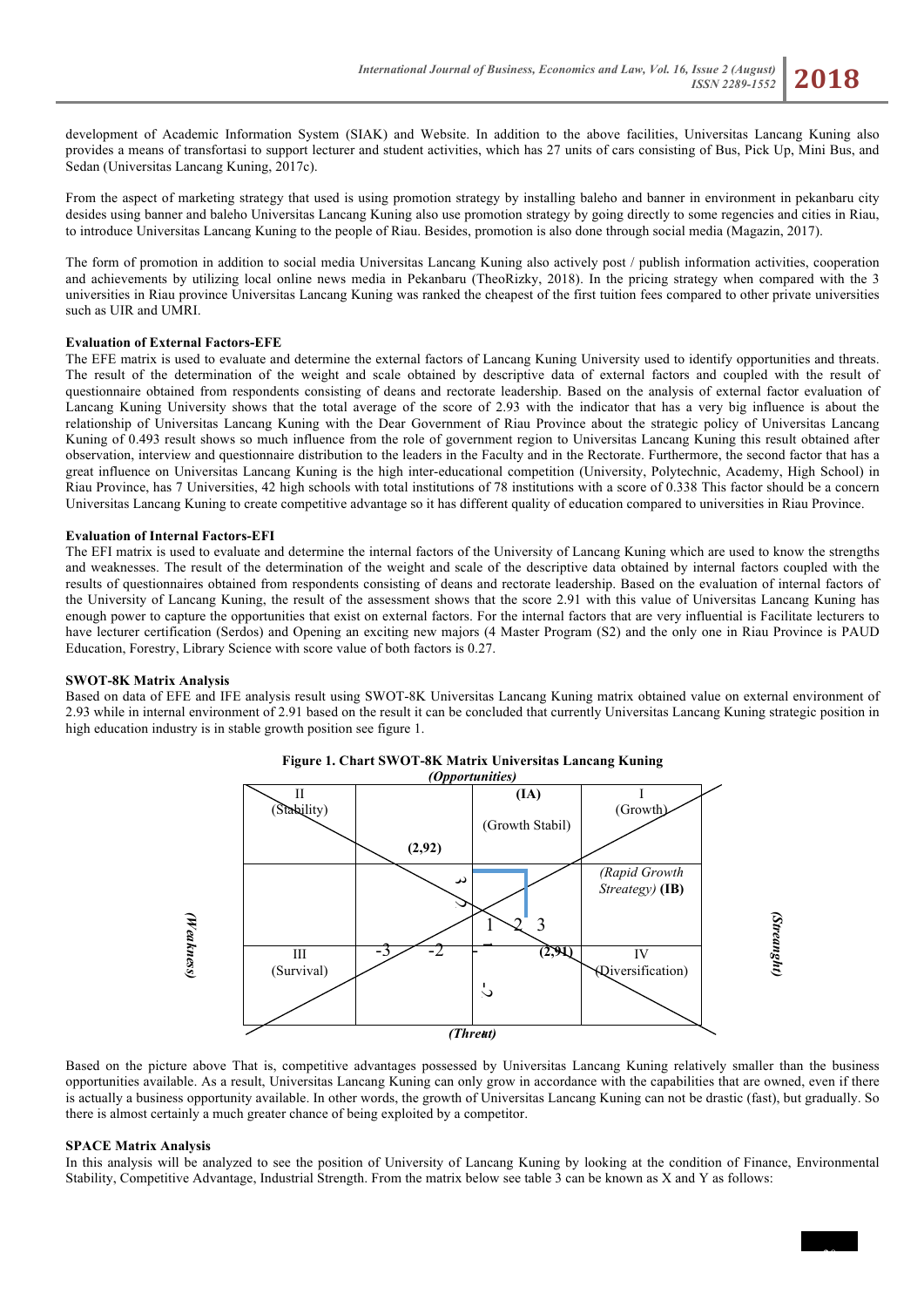development of Academic Information System (SIAK) and Website. In addition to the above facilities, Universitas Lancang Kuning also provides a means of transfortasi to support lecturer and student activities, which has 27 units of cars consisting of Bus, Pick Up, Mini Bus, and Sedan (Universitas Lancang Kuning, 2017c).

From the aspect of marketing strategy that used is using promotion strategy by installing baleho and banner in environment in pekanbaru city desides using banner and baleho Universitas Lancang Kuning also use promotion strategy by going directly to some regencies and cities in Riau, to introduce Universitas Lancang Kuning to the people of Riau. Besides, promotion is also done through social media (Magazin, 2017).

The form of promotion in addition to social media Universitas Lancang Kuning also actively post / publish information activities, cooperation and achievements by utilizing local online news media in Pekanbaru (TheoRizky, 2018). In the pricing strategy when compared with the 3 universities in Riau province Universitas Lancang Kuning was ranked the cheapest of the first tuition fees compared to other private universities such as UIR and UMRI.

**Evaluation of External Factors-EFE**

The EFE matrix is used to evaluate and determine the external factors of Lancang Kuning University used to identify opportunities and threats. The result of the determination of the weight and scale obtained by descriptive data of external factors and coupled with the result of questionnaire obtained from respondents consisting of deans and rectorate leadership. Based on the analysis of external factor evaluation of Lancang Kuning University shows that the total average of the score of 2.93 with the indicator that has a very big influence is about the relationship of Universitas Lancang Kuning with the Dear Government of Riau Province about the strategic policy of Universitas Lancang Kuning of 0.493 result shows so much influence from the role of government region to Universitas Lancang Kuning this result obtained after observation, interview and questionnaire distribution to the leaders in the Faculty and in the Rectorate. Furthermore, the second factor that has a great influence on Universitas Lancang Kuning is the high inter-educational competition (University, Polytechnic, Academy, High School) in Riau Province, has 7 Universities, 42 high schools with total institutions of 78 institutions with a score of 0.338 This factor should be a concern Universitas Lancang Kuning to create competitive advantage so it has different quality of education compared to universities in Riau Province.

**Evaluation of Internal Factors-EFI**

The EFI matrix is used to evaluate and determine the internal factors of the University of Lancang Kuning which are used to know the strengths and weaknesses. The result of the determination of the weight and scale of the descriptive data obtained by internal factors coupled with the results of questionnaires obtained from respondents consisting of deans and rectorate leadership. Based on the evaluation of internal factors of the University of Lancang Kuning, the result of the assessment shows that the score 2.91 with this value of Universitas Lancang Kuning has enough power to capture the opportunities that exist on external factors. For the internal factors that are very influential is Facilitate lecturers to have lecturer certification (Serdos) and Opening an exciting new majors (4 Master Program (S2) and the only one in Riau Province is PAUD Education, Forestry, Library Science with score value of both factors is 0.27.

**SWOT-8K Matrix Analysis**

Based on data of EFE and IFE analysis result using SWOT-8K Universitas Lancang Kuning matrix obtained value on external environment of 2.93 while in internal environment of 2.91 based on the result it can be concluded that currently Universitas Lancang Kuning strategic position in high education industry is in stable growth position see figure 1.

**Figure 1. Chart SWOT-8K Matrix Universitas Lancang Kuning**

Based on the picture above That is, competitive advantages possessed by Universitas Lancang Kuning relatively smaller than the business opportunities available. As a result, Universitas Lancang Kuning can only grow in accordance with the capabilities that are owned, even if there is actually a business opportunity available. In other words, the growth of Universitas Lancang Kuning can not be drastic (fast), but gradually. So there is almost certainly a much greater chance of being exploited by a competitor.

**SPACE Matrix Analysis**

In this analysis will be analyzed to see the position of University of Lancang Kuning by looking at the condition of Finance, Environmental Stability, Competitive Advantage, Industrial Strength. From the matrix below see table 3 can be known as X and Y as follows: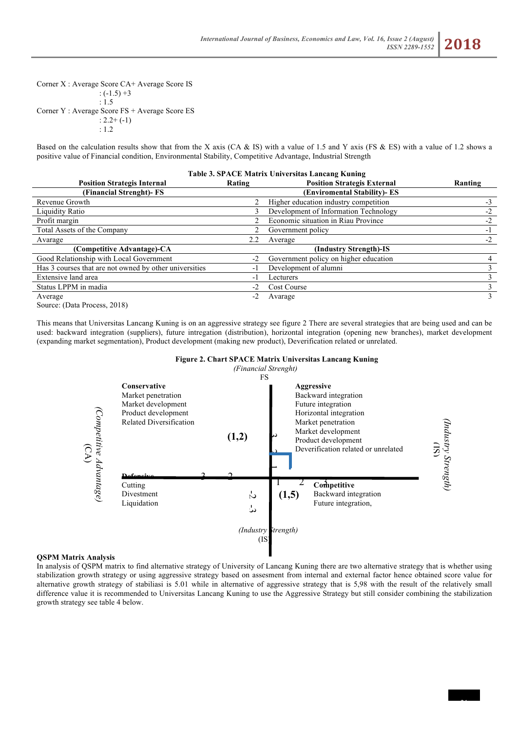Corner X : Average Score CA+ Average Score IS
: (-1.5) +3
: 1.5
Corner Y : Average Score FS + Average Score ES
: 2.2+ (-1)
: 1.2

Based on the calculation results show that from the X axis (CA & IS) with a value of 1.5 and Y axis (FS & ES) with a value of 1.2 shows a positive value of Financial condition, Environmental Stability, Competitive Advantage, Industrial Strength

**Table 3. SPACE Matrix Universitas Lancang Kuning**

| Position Strategis Internal | Rating | Position Strategis External | Ranting |
|---|---|---|---|
| **(Financial Strenght)- FS** | | **(Enviromental Stability)- ES** | |
| Revenue Growth | 2 | Higher education industry competition | -3 |
| Liquidity Ratio | 3 | Development of Information Technology | -2 |
| Profit margin | 2 | Economic situation in Riau Province | -2 |
| Total Assets of the Company | 2 | Government policy | -1 |
| Avarage | 2.2 | Average | -2 |
| **(Competitive Advantage)-CA** | | **(Industry Strength)-IS** | |
| Good Relationship with Local Government | -2 | Government policy on higher education | 4 |
| Has 3 courses that are not owned by other universities | -1 | Development of alumni | 3 |
| Extensive land area | -1 | Lecturers | 3 |
| Status LPPM in madia | -2 | Cost Course | 3 |
| Average | -2 | Avarage | 3 |

Source: (Data Process, 2018)

This means that Universitas Lancang Kuning is on an aggressive strategy see figure 2 There are several strategies that are being used and can be used: backward integration (suppliers), future intregation (distribution), horizontal integration (opening new branches), market development (expanding market segmentation), Product development (making new product), Deverification related or unrelated.

**Figure 2. Chart SPACE Matrix Universitas Lancang Kuning**

*(Financial Strenght)*
FS

**Conservative**
Market penetration
Market development
Product development
Related Diversification

**Aggressive**
Backward integration
Future integration
Horizontal integration
Market penetration
Market development
Product development
Deverification related or unrelated

**(1,2)**

**Defensive**
Cutting
Divestment
Liquidation

**(1,5)**

**Competitive**
Backward integration
Future integration,

*(Competitive Advantage)* (CA)

*(Industry Strength)* (IS)

### QSPM Matrix Analysis

In analysis of QSPM matrix to find alternative strategy of University of Lancang Kuning there are two alternative strategy that is whether using stabilization growth strategy or using aggressive strategy based on assesment from internal and external factor hence obtained score value for alternative growth strategy of stabiliasi is 5.01 while in alternative of aggressive strategy that is 5,98 with the result of the relatively small difference value it is recommended to Universitas Lancang Kuning to use the Aggressive Strategy but still consider combining the stabilization growth strategy see table 4 below.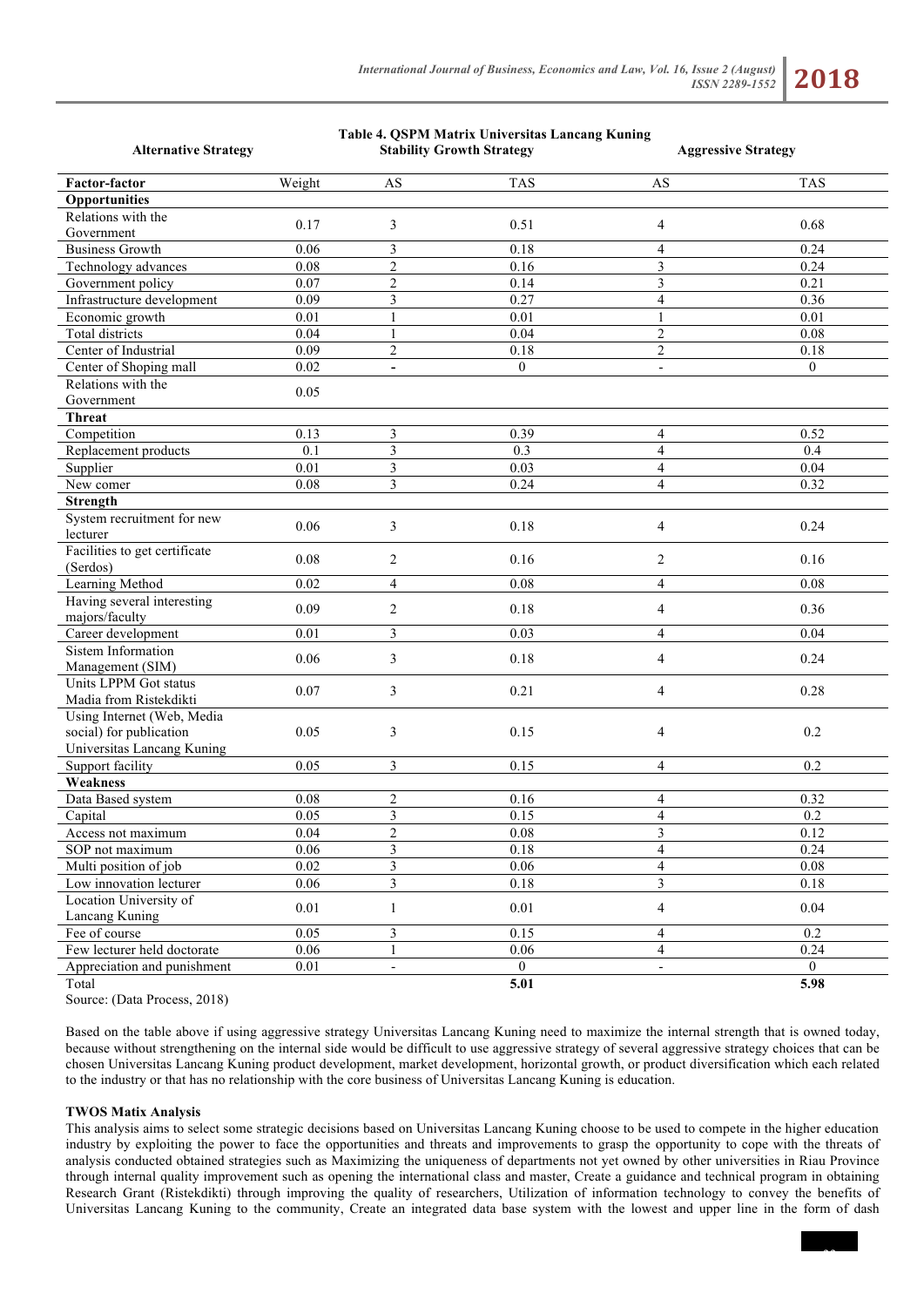**Table 4. QSPM Matrix Universitas Lancang Kuning**

| Alternative Strategy | | Stability Growth Strategy | | Aggressive Strategy | |
|---|---|---|---|---|---|
| **Factor-factor** | Weight | AS | TAS | AS | TAS |
| **Opportunities** | | | | | |
| Relations with the Government | 0.17 | 3 | 0.51 | 4 | 0.68 |
| Business Growth | 0.06 | 3 | 0.18 | 4 | 0.24 |
| Technology advances | 0.08 | 2 | 0.16 | 3 | 0.24 |
| Government policy | 0.07 | 2 | 0.14 | 3 | 0.21 |
| Infrastructure development | 0.09 | 3 | 0.27 | 4 | 0.36 |
| Economic growth | 0.01 | 1 | 0.01 | 1 | 0.01 |
| Total districts | 0.04 | 1 | 0.04 | 2 | 0.08 |
| Center of Industrial | 0.09 | 2 | 0.18 | 2 | 0.18 |
| Center of Shoping mall | 0.02 | - | 0 | - | 0 |
| Relations with the Government | 0.05 | | | | |
| **Threat** | | | | | |
| Competition | 0.13 | 3 | 0.39 | 4 | 0.52 |
| Replacement products | 0.1 | 3 | 0.3 | 4 | 0.4 |
| Supplier | 0.01 | 3 | 0.03 | 4 | 0.04 |
| New comer | 0.08 | 3 | 0.24 | 4 | 0.32 |
| **Strength** | | | | | |
| System recruitment for new lecturer | 0.06 | 3 | 0.18 | 4 | 0.24 |
| Facilities to get certificate (Serdos) | 0.08 | 2 | 0.16 | 2 | 0.16 |
| Learning Method | 0.02 | 4 | 0.08 | 4 | 0.08 |
| Having several interesting majors/faculty | 0.09 | 2 | 0.18 | 4 | 0.36 |
| Career development | 0.01 | 3 | 0.03 | 4 | 0.04 |
| Sistem Information Management (SIM) | 0.06 | 3 | 0.18 | 4 | 0.24 |
| Units LPPM Got status Madia from Ristekdikti | 0.07 | 3 | 0.21 | 4 | 0.28 |
| Using Internet (Web, Media social) for publication Universitas Lancang Kuning | 0.05 | 3 | 0.15 | 4 | 0.2 |
| Support facility | 0.05 | 3 | 0.15 | 4 | 0.2 |
| **Weakness** | | | | | |
| Data Based system | 0.08 | 2 | 0.16 | 4 | 0.32 |
| Capital | 0.05 | 3 | 0.15 | 4 | 0.2 |
| Access not maximum | 0.04 | 2 | 0.08 | 3 | 0.12 |
| SOP not maximum | 0.06 | 3 | 0.18 | 4 | 0.24 |
| Multi position of job | 0.02 | 3 | 0.06 | 4 | 0.08 |
| Low innovation lecturer | 0.06 | 3 | 0.18 | 3 | 0.18 |
| Location University of Lancang Kuning | 0.01 | 1 | 0.01 | 4 | 0.04 |
| Fee of course | 0.05 | 3 | 0.15 | 4 | 0.2 |
| Few lecturer held doctorate | 0.06 | 1 | 0.06 | 4 | 0.24 |
| Appreciation and punishment | 0.01 | - | 0 | - | 0 |
| Total | | | **5.01** | | **5.98** |

Source: (Data Process, 2018)

Based on the table above if using aggressive strategy Universitas Lancang Kuning need to maximize the internal strength that is owned today, because without strengthening on the internal side would be difficult to use aggressive strategy of several aggressive strategy choices that can be chosen Universitas Lancang Kuning product development, market development, horizontal growth, or product diversification which each related to the industry or that has no relationship with the core business of Universitas Lancang Kuning is education.

**TWOS Matix Analysis**

This analysis aims to select some strategic decisions based on Universitas Lancang Kuning choose to be used to compete in the higher education industry by exploiting the power to face the opportunities and threats and improvements to grasp the opportunity to cope with the threats of analysis conducted obtained strategies such as Maximizing the uniqueness of departments not yet owned by other universities in Riau Province through internal quality improvement such as opening the international class and master, Create a guidance and technical program in obtaining Research Grant (Ristekdikti) through improving the quality of researchers, Utilization of information technology to convey the benefits of Universitas Lancang Kuning to the community, Create an integrated data base system with the lowest and upper line in the form of dash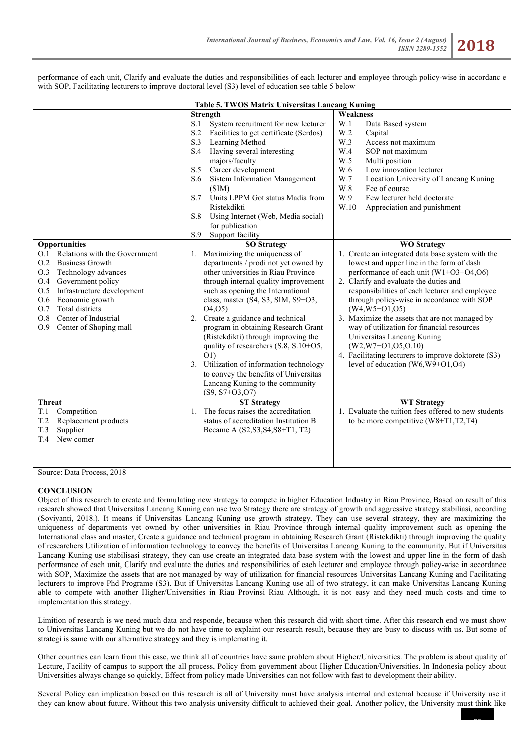performance of each unit, Clarify and evaluate the duties and responsibilities of each lecturer and employee through policy-wise in accordanc e with SOP, Facilitating lecturers to improve doctoral level (S3) level of education see table 5 below

**Table 5. TWOS Matrix Universitas Lancang Kuning**

| | **Strength** | **Weakness** |
|---|---|---|
| | S.1 System recruitment for new lecturer<br>S.2 Facilities to get certificate (Serdos)<br>S.3 Learning Method<br>S.4 Having several interesting majors/faculty<br>S.5 Career development<br>S.6 Sistem Information Management (SIM)<br>S.7 Units LPPM Got status Madia from Ristekdikti<br>S.8 Using Internet (Web, Media social) for publication<br>S.9 Support facility | W.1 Data Based system<br>W.2 Capital<br>W.3 Access not maximum<br>W.4 SOP not maximum<br>W.5 Multi position<br>W.6 Low innovation lecturer<br>W.7 Location University of Lancang Kuning<br>W.8 Fee of course<br>W.9 Few lecturer held doctorate<br>W.10 Appreciation and punishment |
| **Opportunities**<br>O.1 Relations with the Government<br>O.2 Business Growth<br>O.3 Technology advances<br>O.4 Government policy<br>O.5 Infrastructure development<br>O.6 Economic growth<br>O.7 Total districts<br>O.8 Center of Industrial<br>O.9 Center of Shoping mall | **SO Strategy**<br>1. Maximizing the uniqueness of departments / prodi not yet owned by other universities in Riau Province through internal quality improvement such as opening the International class, master (S4, S3, SIM, S9+O3, O4,O5)<br>2. Create a guidance and technical program in obtaining Research Grant (Ristekdikti) through improving the quality of researchers (S.8, S.10+O5, O1)<br>3. Utilization of information technology to convey the benefits of Universitas Lancang Kuning to the community (S9, S7+O3,O7) | **WO Strategy**<br>1. Create an integrated data base system with the lowest and upper line in the form of dash performance of each unit (W1+O3+O4,O6)<br>2. Clarify and evaluate the duties and responsibilities of each lecturer and employee through policy-wise in accordance with SOP (W4,W5+O1,O5)<br>3. Maximize the assets that are not managed by way of utilization for financial resources Universitas Lancang Kuning (W2,W7+O1,O5,O.10)<br>4. Facilitating lecturers to improve doktorete (S3) level of education (W6,W9+O1,O4) |
| **Threat**<br>T.1 Competition<br>T.2 Replacement products<br>T.3 Supplier<br>T.4 New comer | **ST Strategy**<br>1. The focus raises the accreditation status of accreditation Institution B Became A (S2,S3,S4,S8+T1, T2) | **WT Strategy**<br>1. Evaluate the tuition fees offered to new students to be more competitive (W8+T1,T2,T4) |

Source: Data Process, 2018

## CONCLUSION

Object of this research to create and formulating new strategy to compete in higher Education Industry in Riau Province, Based on result of this research showed that Universitas Lancang Kuning can use two Strategy there are strategy of growth and aggresive strategy stabiliasi, according (Soviyanti, 2018.). It means if Universitas Lancang Kuning use growth strategy. They can use several strategy, they are maximizing the uniqueness of departments yet owned by other universities in Riau Province through internal quality improvement such as opening the International class and master, Create a guidance and technical program in obtaining Research Grant (Ristekdikti) through improving the quality of researchers Utilization of information technology to convey the benefits of Universitas Lancang Kuning to the community. But if Universitas Lancang Kuning use stabilisasi strategy, they can use create an integrated data base system with the lowest and upper line in the form of dash performance of each unit, Clarify and evaluate the duties and responsibilities of each lecturer and employee through policy-wise in accordance with SOP, Maximize the assets that are not managed by way of utilization for financial resources Universitas Lancang Kuning and Facilitating lecturers to improve Phd Programe (S3). But if Universitas Lancang Kuning use all of two strategy, it can make Universitas Lancang Kuning able to compete with another Higher/Universities in Riau Provinsi Riau Although, it is not easy and they need much costs and time to implementation this strategy.

Limition of research is we need much data and responde, because when this research did with short time. After this research end we must show to Universitas Lancang Kuning but we do not have time to explaint our research result, because they are busy to discuss with us. But some of strategi is same with our alternative strategy and they is implemating it.

Other countries can learn from this case, we think all of countries have same problem about Higher/Universities. The problem is about quality of Lecture, Facility of campus to support the all process, Policy from government about Higher Education/Universities. In Indonesia policy about Universities always change so quickly, Effect from policy made Universities can not follow with fast to development their ability.

Several Policy can implication based on this research is all of University must have analysis internal and external because if University use it they can know about future. Without this two analysis university difficult to achieved their goal. Another policy, the University must think like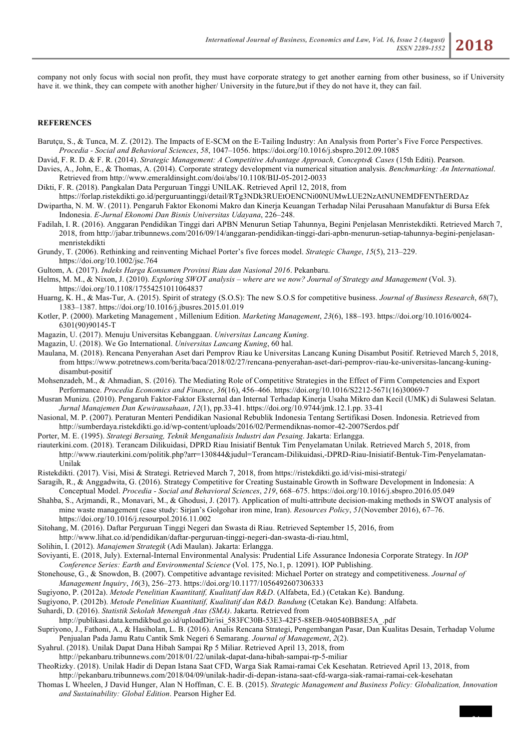company not only focus with social non profit, they must have corporate strategy to get another earning from other business, so if University have it. we think, they can compete with another higher/ University in the future,but if they do not have it, they can fail.

## REFERENCES

Barutçu, S., & Tunca, M. Z. (2012). The Impacts of E-SCM on the E-Tailing Industry: An Analysis from Porter's Five Force Perspectives. *Procedia - Social and Behavioral Sciences*, *58*, 1047–1056. https://doi.org/10.1016/j.sbspro.2012.09.1085

David, F. R. D. & F. R. (2014). *Strategic Management: A Competitive Advantage Approach, Concepts& Cases* (15th Editi). Pearson.

Davies, A., John, E., & Thomas, A. (2014). Corporate strategy development via numerical situation analysis. *Benchmarking: An International*. Retrieved from http://www.emeraldinsight.com/doi/abs/10.1108/BIJ-05-2012-0033

Dikti, F. R. (2018). Pangkalan Data Perguruan Tinggi UNILAK. Retrieved April 12, 2018, from https://forlap.ristekdikti.go.id/perguruantinggi/detail/RTg3NDk3RUEtOENCNi00NUMwLUE2NzAtNUNEMDFENThERDAz

Dwipartha, N. M. W. (2011). Pengaruh Faktor Ekonomi Makro dan Kinerja Keuangan Terhadap Nilai Perusahaan Manufaktur di Bursa Efek Indonesia. *E-Jurnal Ekonomi Dan Bisnis Universitas Udayana*, 226–248.

Fadilah, I. R. (2016). Anggaran Pendidikan Tinggi dari APBN Menurun Setiap Tahunnya, Begini Penjelasan Menristekdikti. Retrieved March 7, 2018, from http://jabar.tribunnews.com/2016/09/14/anggaran-pendidikan-tinggi-dari-apbn-menurun-setiap-tahunnya-begini-penjelasan-menristekdikti

Grundy, T. (2006). Rethinking and reinventing Michael Porter's five forces model. *Strategic Change*, *15*(5), 213–229. https://doi.org/10.1002/jsc.764

Gultom, A. (2017). *Indeks Harga Konsumen Provinsi Riau dan Nasional 2016*. Pekanbaru.

Helms, M. M., & Nixon, J. (2010). *Exploring SWOT analysis – where are we now? Journal of Strategy and Management* (Vol. 3). https://doi.org/10.1108/17554251011064837

Huarng, K. H., & Mas-Tur, A. (2015). Spirit of strategy (S.O.S): The new S.O.S for competitive business. *Journal of Business Research*, *68*(7), 1383–1387. https://doi.org/10.1016/j.jbusres.2015.01.019

Kotler, P. (2000). Marketing Management , Millenium Edition. *Marketing Management*, *23*(6), 188–193. https://doi.org/10.1016/0024-6301(90)90145-T

Magazin, U. (2017). Menuju Universitas Kebanggaan. *Universitas Lancang Kuning*.

Magazin, U. (2018). We Go International. *Universitas Lancang Kuning*, 60 hal.

Maulana, M. (2018). Rencana Penyerahan Aset dari Pemprov Riau ke Universitas Lancang Kuning Disambut Positif. Retrieved March 5, 2018, from https://www.potretnews.com/berita/baca/2018/02/27/rencana-penyerahan-aset-dari-pemprov-riau-ke-universitas-lancang-kuning-disambut-positif

Mohsenzadeh, M., & Ahmadian, S. (2016). The Mediating Role of Competitive Strategies in the Effect of Firm Competencies and Export Performance. *Procedia Economics and Finance*, *36*(16), 456–466. https://doi.org/10.1016/S2212-5671(16)30069-7

Musran Munizu. (2010). Pengaruh Faktor-Faktor Eksternal dan Internal Terhadap Kinerja Usaha Mikro dan Kecil (UMK) di Sulawesi Selatan. *Jurnal Manajemen Dan Kewirausahaan*, *12*(1), pp.33-41. https://doi.org/10.9744/jmk.12.1.pp. 33-41

Nasional, M. P. (2007). Peraturan Menteri Pendidikan Nasional Rebublik Indonesia Tentang Sertifikasi Dosen. Indonesia. Retrieved from http://sumberdaya.ristekdikti.go.id/wp-content/uploads/2016/02/Permendiknas-nomor-42-2007Serdos.pdf

Porter, M. E. (1995). *Strategi Bersaing, Teknik Menganalisis Industri dan Pesaing*. Jakarta: Erlangga.

riauterkini.com. (2018). Terancam Dilikuidasi, DPRD Riau Inisiatif Bentuk Tim Penyelamatan Unilak. Retrieved March 5, 2018, from http://www.riauterkini.com/politik.php?arr=130844&judul=Terancam-Dilikuidasi,-DPRD-Riau-Inisiatif-Bentuk-Tim-Penyelamatan-Unilak

Ristekdikti. (2017). Visi, Misi & Strategi. Retrieved March 7, 2018, from https://ristekdikti.go.id/visi-misi-strategi/

Saragih, R., & Anggadwita, G. (2016). Strategy Competitive for Creating Sustainable Growth in Software Development in Indonesia: A Conceptual Model. *Procedia - Social and Behavioral Sciences*, *219*, 668–675. https://doi.org/10.1016/j.sbspro.2016.05.049

Shahba, S., Arjmandi, R., Monavari, M., & Ghodusi, J. (2017). Application of multi-attribute decision-making methods in SWOT analysis of mine waste management (case study: Sirjan's Golgohar iron mine, Iran). *Resources Policy*, *51*(November 2016), 67–76. https://doi.org/10.1016/j.resourpol.2016.11.002

Sitohang, M. (2016). Daftar Perguruan Tinggi Negeri dan Swasta di Riau. Retrieved September 15, 2016, from http://www.lihat.co.id/pendidikan/daftar-perguruan-tinggi-negeri-dan-swasta-di-riau.html,

Solihin, I. (2012). *Manajemen Strategik* (Adi Maulan). Jakarta: Erlangga.

Soviyanti, E. (2018, July). External-Internal Environmental Analysis: Prudential Life Assurance Indonesia Corporate Strategy. In *IOP Conference Series: Earth and Environmental Science* (Vol. 175, No.1, p. 12091). IOP Publishing.

Stonehouse, G., & Snowdon, B. (2007). Competitive advantage revisited: Michael Porter on strategy and competitiveness. *Journal of Management Inquiry*, *16*(3), 256–273. https://doi.org/10.1177/1056492607306333

Sugiyono, P. (2012a). *Metode Penelitian Kuantitatif, Kualitatif dan R&D*. (Alfabeta, Ed.) (Cetakan Ke). Bandung.

Sugiyono, P. (2012b). *Metode Penelitian Kuantitatif, Kualitatif dan R&D. Bandung* (Cetakan Ke). Bandung: Alfabeta.

Suhardi, D. (2016). *Statistik Sekolah Menengah Atas (SMA)*. Jakarta. Retrieved from http://publikasi.data.kemdikbud.go.id/uploadDir/isi_583FC30B-53E3-42F5-88EB-940540BB8E5A_.pdf

Supriyono, J., Fathoni, A., & Hasiholan, L. B. (2016). Analis Rencana Strategi, Pengembangan Pasar, Dan Kualitas Desain, Terhadap Volume Penjualan Pada Jamu Ratu Cantik Smk Negeri 6 Semarang. *Journal of Management*, *2*(2).

Syahrul. (2018). Unilak Dapat Dana Hibah Sampai Rp 5 Miliar. Retrieved April 13, 2018, from http://pekanbaru.tribunnews.com/2018/01/22/unilak-dapat-dana-hibah-sampai-rp-5-miliar

TheoRizky. (2018). Unilak Hadir di Depan Istana Saat CFD, Warga Siak Ramai-ramai Cek Kesehatan. Retrieved April 13, 2018, from http://pekanbaru.tribunnews.com/2018/04/09/unilak-hadir-di-depan-istana-saat-cfd-warga-siak-ramai-ramai-cek-kesehatan

Thomas L Wheelen, J David Hunger, Alan N Hoffman, C. E. B. (2015). *Strategic Management and Business Policy: Globalization, Innovation and Sustainability: Global Edition*. Pearson Higher Ed.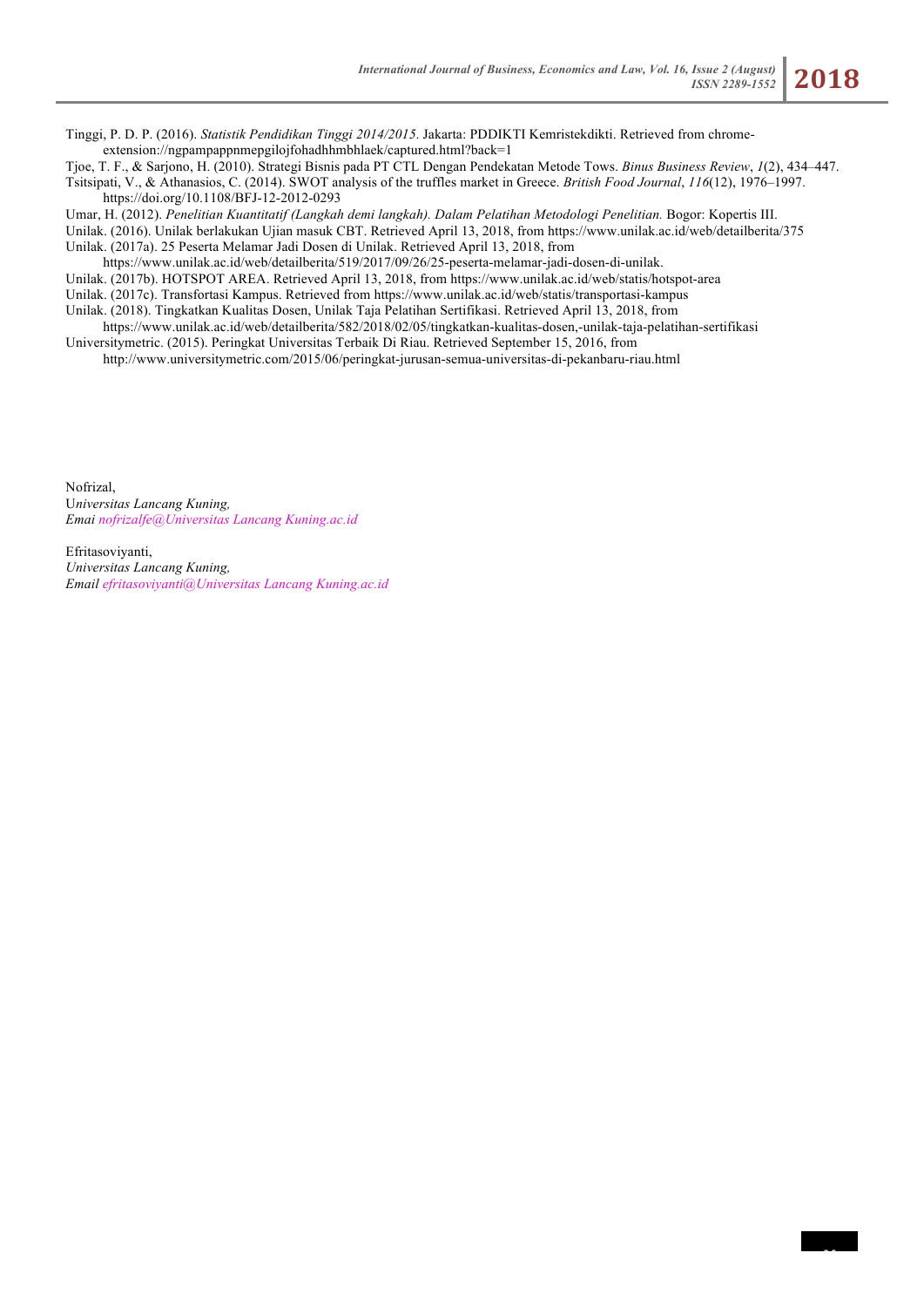Tinggi, P. D. P. (2016). *Statistik Pendidikan Tinggi 2014/2015*. Jakarta: PDDIKTI Kemristekdikti. Retrieved from chrome-extension://ngpampappnmepgilojfohadhhmbhlaek/captured.html?back=1

Tjoe, T. F., & Sarjono, H. (2010). Strategi Bisnis pada PT CTL Dengan Pendekatan Metode Tows. *Binus Business Review*, *1*(2), 434–447.

Tsitsipati, V., & Athanasios, C. (2014). SWOT analysis of the truffles market in Greece. *British Food Journal*, *116*(12), 1976–1997. https://doi.org/10.1108/BFJ-12-2012-0293

Umar, H. (2012). *Penelitian Kuantitatif (Langkah demi langkah). Dalam Pelatihan Metodologi Penelitian.* Bogor: Kopertis III.

Unilak. (2016). Unilak berlakukan Ujian masuk CBT. Retrieved April 13, 2018, from https://www.unilak.ac.id/web/detailberita/375

Unilak. (2017a). 25 Peserta Melamar Jadi Dosen di Unilak. Retrieved April 13, 2018, from https://www.unilak.ac.id/web/detailberita/519/2017/09/26/25-peserta-melamar-jadi-dosen-di-unilak.

Unilak. (2017b). HOTSPOT AREA. Retrieved April 13, 2018, from https://www.unilak.ac.id/web/statis/hotspot-area

Unilak. (2017c). Transfortasi Kampus. Retrieved from https://www.unilak.ac.id/web/statis/transportasi-kampus

Unilak. (2018). Tingkatkan Kualitas Dosen, Unilak Taja Pelatihan Sertifikasi. Retrieved April 13, 2018, from https://www.unilak.ac.id/web/detailberita/582/2018/02/05/tingkatkan-kualitas-dosen,-unilak-taja-pelatihan-sertifikasi

Universitymetric. (2015). Peringkat Universitas Terbaik Di Riau. Retrieved September 15, 2016, from http://www.universitymetric.com/2015/06/peringkat-jurusan-semua-universitas-di-pekanbaru-riau.html

Nofrizal,
*Universitas Lancang Kuning,*
*Emai nofrizalfe@Universitas Lancang Kuning.ac.id*

Efritasoviyanti,
*Universitas Lancang Kuning,*
*Email efritasoviyanti@Universitas Lancang Kuning.ac.id*